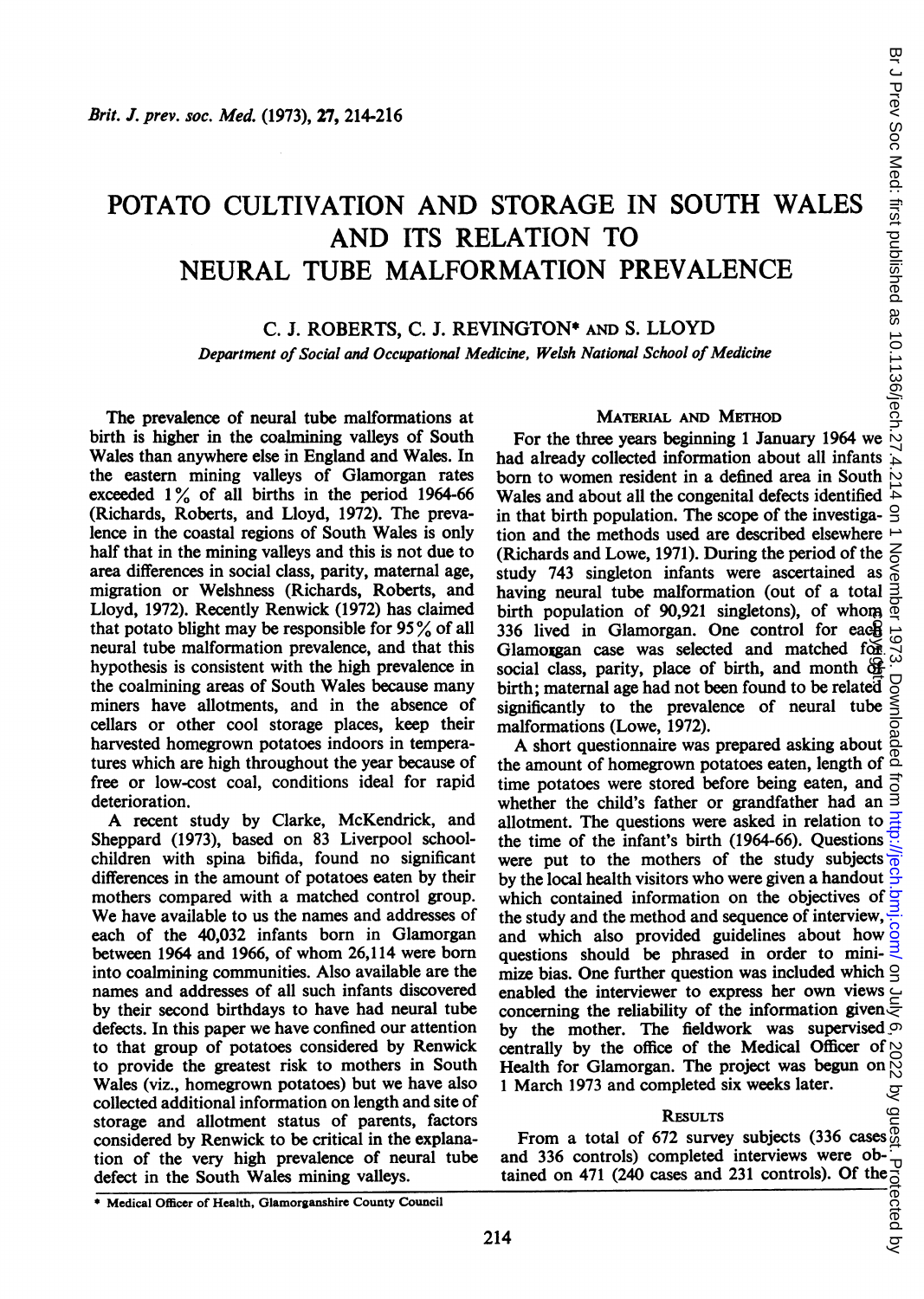# POTATO CULTIVATION AND STORAGE IN SOUTH WALES AND ITS RELATION TO NEURAL TUBE MALFORMATION PREVALENCE

C. J. ROBERTS, C. J. REVINGTON* AND S. LLOYD

*Department of Social and Occupational Medicine, Welsh National School of Medicine*

The prevalence of neural tube malformations at birth is higher in the coalmining valleys of South Wales than anywhere else in England and Wales. In the eastern mining valleys of Glamorgan rates exceeded 1% of all births in the period 1964-66 (Richards, Roberts, and Lloyd, 1972). The prevalence in the coastal regions of South Wales is only half that in the mining valleys and this is not due to area differences in social class, parity, maternal age, migration or Welshness (Richards, Roberts, and Lloyd, 1972). Recently Renwick (1972) has claimed that potato blight may be responsible for 95% of all neural tube malformation prevalence, and that this hypothesis is consistent with the high prevalence in the coalmining areas of South Wales because many miners have allotments, and in the absence of cellars or other cool storage places, keep their harvested homegrown potatoes indoors in temperatures which are high throughout the year because of free or low-cost coal, conditions ideal for rapid deterioration.

A recent study by Clarke, McKendrick, and Sheppard (1973), based on 83 Liverpool schoolchildren with spina bifida, found no significant differences in the amount of potatoes eaten by their mothers compared with a matched control group. We have available to us the names and addresses of each of the 40,032 infants born in Glamorgan between 1964 and 1966, of whom 26,114 were born into coalmining communities. Also available are the names and addresses of all such infants discovered by their second birthdays to have had neural tube defects. In this paper we have confined our attention to that group of potatoes considered by Renwick to provide the greatest risk to mothers in South Wales (viz., homegrown potatoes) but we have also collected additional information on length and site of storage and allotment status of parents, factors considered by Renwick to be critical in the explanation of the very high prevalence of neural tube defect in the South Wales mining valleys.

## MATERIAL AND METHOD

For the three years beginning 1 January 1964 we had already collected information about all infants born to women resident in a defined area in South Wales and about all the congenital defects identified in that birth population. The scope of the investigation and the methods used are described elsewhere (Richards and Lowe, 1971). During the period of the study 743 singleton infants were ascertained as having neural tube malformation (out of a total birth population of 90,921 singletons), of whom 336 lived in Glamorgan. One control for each Glamorgan case was selected and matched for social class, parity, place of birth, and month of birth; maternal age had not been found to be related significantly to the prevalence of neural tube malformations (Lowe, 1972).

A short questionnaire was prepared asking about the amount of homegrown potatoes eaten, length of time potatoes were stored before being eaten, and whether the child's father or grandfather had an allotment. The questions were asked in relation to the time of the infant's birth (1964-66). Questions were put to the mothers of the study subjects by the local health visitors who were given a handout which contained information on the objectives of the study and the method and sequence of interview, and which also provided guidelines about how questions should be phrased in order to minimize bias. One further question was included which enabled the interviewer to express her own views concerning the reliability of the information given by the mother. The fieldwork was supervised centrally by the office of the Medical Officer of Health for Glamorgan. The project was begun on 1 March 1973 and completed six weeks later.

## RESULTS

From a total of 672 survey subjects (336 cases and 336 controls) completed interviews were obtained on 471 (240 cases and 231 controls). Of the

---

\* Medical Officer of Health, Glamorganshire County Council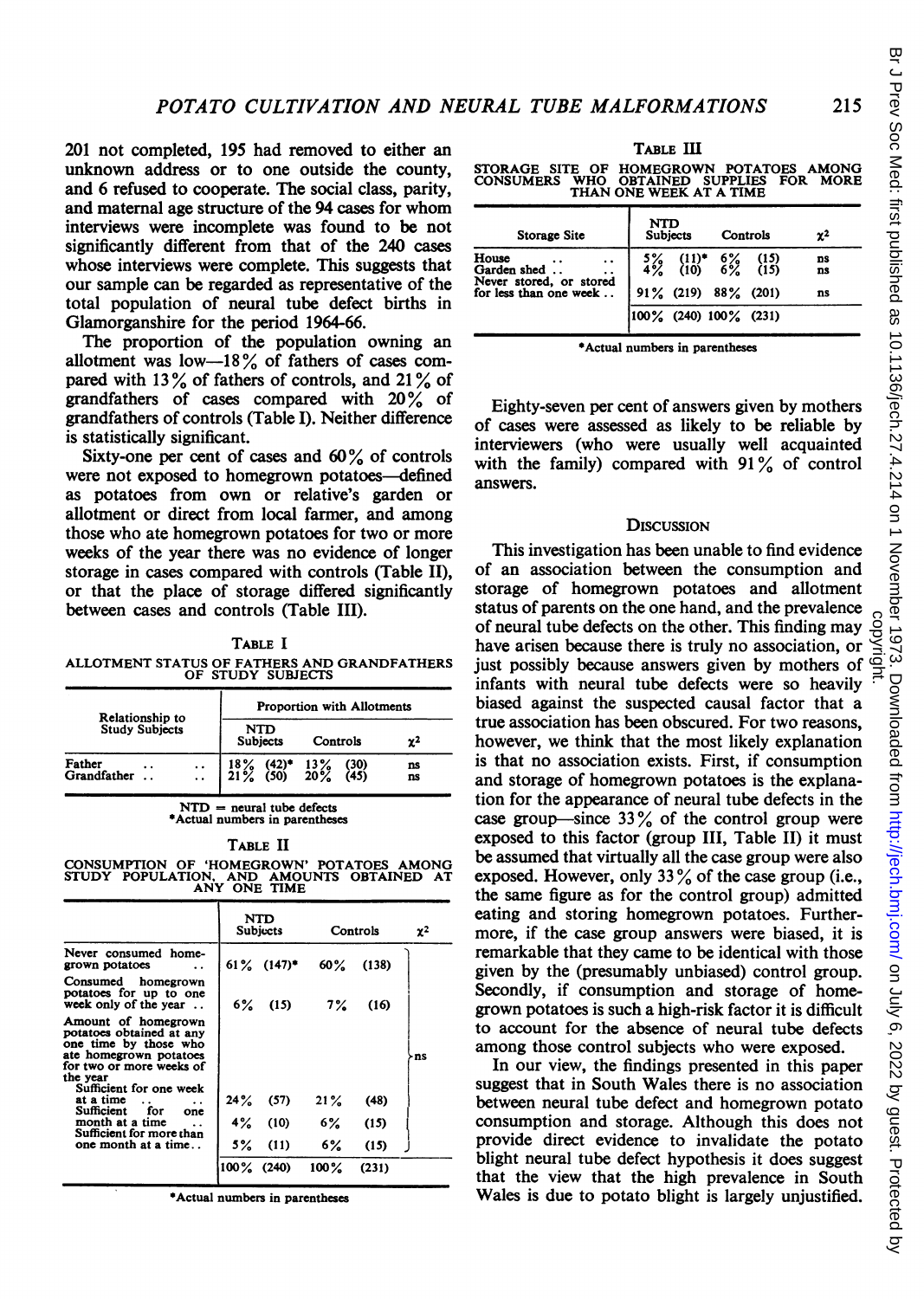201 not completed, 195 had removed to either an unknown address or to one outside the county, and 6 refused to cooperate. The social class, parity, and maternal age structure of the 94 cases for whom interviews were incomplete was found to be not significantly different from that of the 240 cases whose interviews were complete. This suggests that our sample can be regarded as representative of the total population of neural tube defect births in Glamorganshire for the period 1964-66.

The proportion of the population owning an allotment was low—18% of fathers of cases compared with 13% of fathers of controls, and 21% of grandfathers of cases compared with 20% of grandfathers of controls (Table I). Neither difference is statistically significant.

Sixty-one per cent of cases and 60% of controls were not exposed to homegrown potatoes—defined as potatoes from own or relative's garden or allotment or direct from local farmer, and among those who ate homegrown potatoes for two or more weeks of the year there was no evidence of longer storage in cases compared with controls (Table II), or that the place of storage differed significantly between cases and controls (Table III).

TABLE I

ALLOTMENT STATUS OF FATHERS AND GRANDFATHERS OF STUDY SUBJECTS

| Relationship to Study Subjects | Proportion with Allotments | | |
|---|---|---|---|
| | NTD Subjects | Controls | $\chi^2$ |
| Father | 18% (42)* | 13% (30) | ns |
| Grandfather | 21% (50) | 20% (45) | ns |

NTD = neural tube defects
*Actual numbers in parentheses

TABLE II

CONSUMPTION OF 'HOMEGROWN' POTATOES AMONG STUDY POPULATION, AND AMOUNTS OBTAINED AT ANY ONE TIME

| | NTD Subjects | Controls | $\chi^2$ |
|---|---|---|---|
| Never consumed homegrown potatoes | 61% (147)* | 60% (138) | ns |
| Consumed homegrown potatoes for up to one week only of the year | 6% (15) | 7% (16) | |
| Amount of homegrown potatoes obtained at any one time by those who ate homegrown potatoes for two or more weeks of the year | | | |
| Sufficient for one week at a time | 24% (57) | 21% (48) | |
| Sufficient for one month at a time | 4% (10) | 6% (15) | |
| Sufficient for more than one month at a time | 5% (11) | 6% (15) | |
| | 100% (240) | 100% (231) | |

*Actual numbers in parentheses

TABLE III

STORAGE SITE OF HOMEGROWN POTATOES AMONG CONSUMERS WHO OBTAINED SUPPLIES FOR MORE THAN ONE WEEK AT A TIME

| Storage Site | NTD Subjects | Controls | $\chi^2$ |
|---|---|---|---|
| House | 5% (11)* | 6% (15) | ns |
| Garden shed | 4% (10) | 6% (15) | ns |
| Never stored, or stored for less than one week | 91% (219) | 88% (201) | ns |
| | 100% (240) | 100% (231) | |

*Actual numbers in parentheses

Eighty-seven per cent of answers given by mothers of cases were assessed as likely to be reliable by interviewers (who were usually well acquainted with the family) compared with 91% of control answers.

## DISCUSSION

This investigation has been unable to find evidence of an association between the consumption and storage of homegrown potatoes and allotment status of parents on the one hand, and the prevalence of neural tube defects on the other. This finding may have arisen because there is truly no association, or just possibly because answers given by mothers of infants with neural tube defects were so heavily biased against the suspected causal factor that a true association has been obscured. For two reasons, however, we think that the most likely explanation is that no association exists. First, if consumption and storage of homegrown potatoes is the explanation for the appearance of neural tube defects in the case group—since 33% of the control group were exposed to this factor (group III, Table II) it must be assumed that virtually all the case group were also exposed. However, only 33% of the case group (i.e., the same figure as for the control group) admitted eating and storing homegrown potatoes. Furthermore, if the case group answers were biased, it is remarkable that they came to be identical with those given by the (presumably unbiased) control group. Secondly, if consumption and storage of homegrown potatoes is such a high-risk factor it is difficult to account for the absence of neural tube defects among those control subjects who were exposed.

In our view, the findings presented in this paper suggest that in South Wales there is no association between neural tube defect and homegrown potato consumption and storage. Although this does not provide direct evidence to invalidate the potato blight neural tube defect hypothesis it does suggest that the view that the high prevalence in South Wales is due to potato blight is largely unjustified.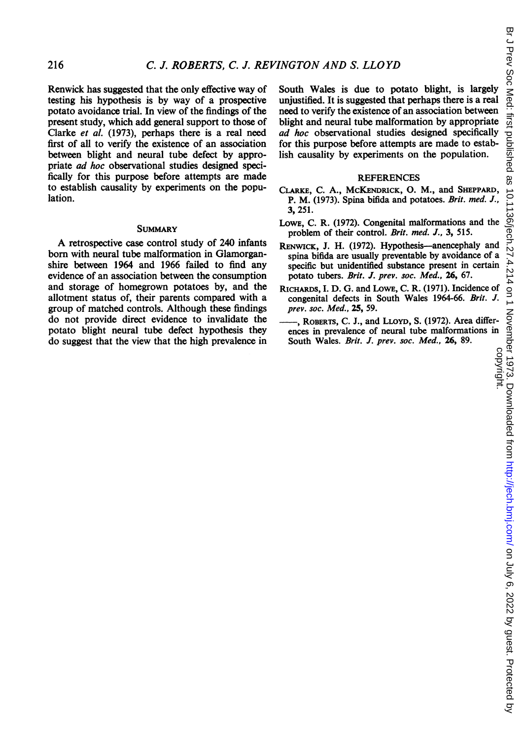Renwick has suggested that the only effective way of testing his hypothesis is by way of a prospective potato avoidance trial. In view of the findings of the present study, which add general support to those of Clarke *et al.* (1973), perhaps there is a real need first of all to verify the existence of an association between blight and neural tube defect by appropriate *ad hoc* observational studies designed specifically for this purpose before attempts are made to establish causality by experiments on the population.

## SUMMARY

A retrospective case control study of 240 infants born with neural tube malformation in Glamorganshire between 1964 and 1966 failed to find any evidence of an association between the consumption and storage of homegrown potatoes by, and the allotment status of, their parents compared with a group of matched controls. Although these findings do not provide direct evidence to invalidate the potato blight neural tube defect hypothesis they do suggest that the view that the high prevalence in South Wales is due to potato blight, is largely unjustified. It is suggested that perhaps there is a real need to verify the existence of an association between blight and neural tube malformation by appropriate *ad hoc* observational studies designed specifically for this purpose before attempts are made to establish causality by experiments on the population.

## REFERENCES

CLARKE, C. A., MCKENDRICK, O. M., and SHEPPARD, P. M. (1973). Spina bifida and potatoes. *Brit. med. J.*, **3**, 251.

LOWE, C. R. (1972). Congenital malformations and the problem of their control. *Brit. med. J.*, **3**, 515.

RENWICK, J. H. (1972). Hypothesis—anencephaly and spina bifida are usually preventable by avoidance of a specific but unidentified substance present in certain potato tubers. *Brit. J. prev. soc. Med.*, **26**, 67.

RICHARDS, I. D. G. and LOWE, C. R. (1971). Incidence of congenital defects in South Wales 1964-66. *Brit. J. prev. soc. Med.*, **25**, 59.

——, ROBERTS, C. J., and LLOYD, S. (1972). Area differences in prevalence of neural tube malformations in South Wales. *Brit. J. prev. soc. Med.*, **26**, 89.